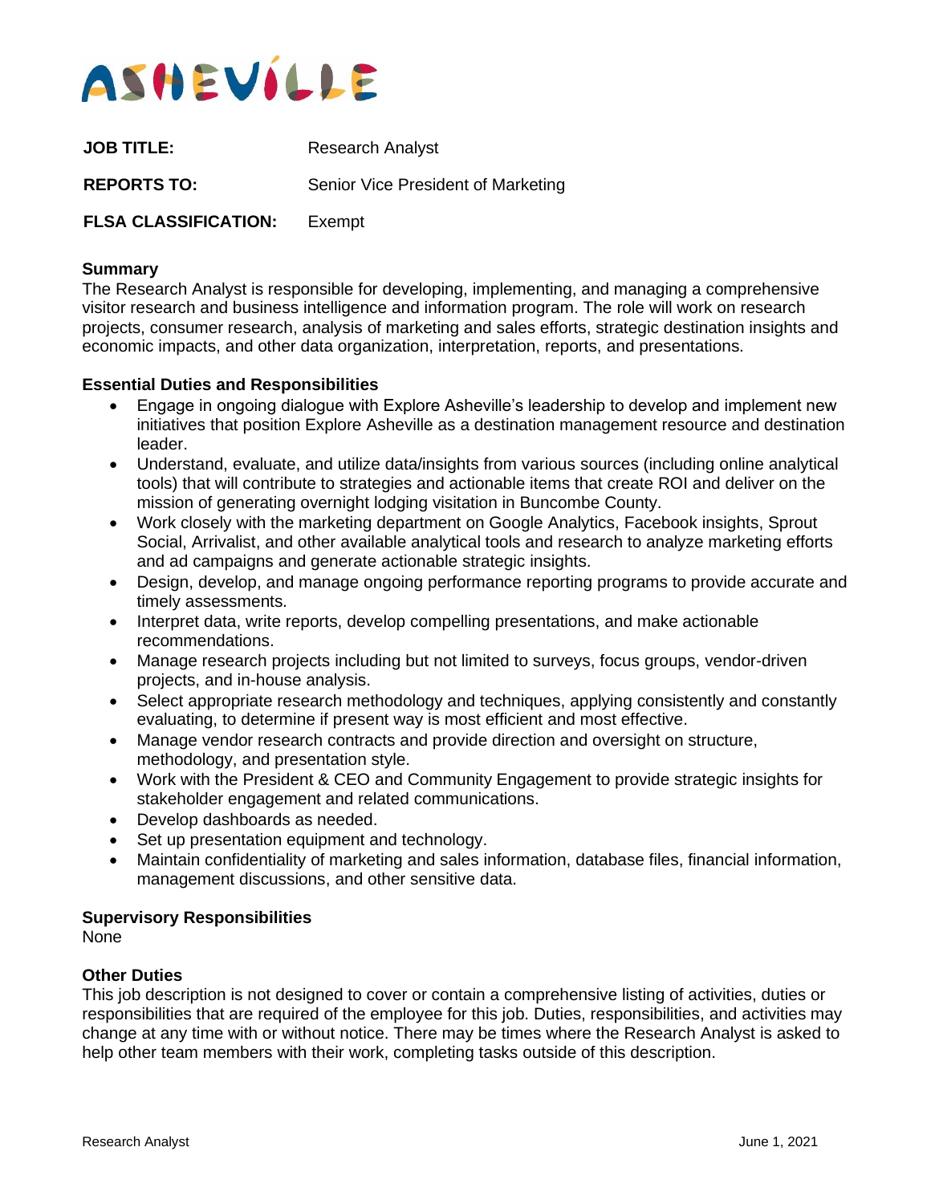# ASHEVILLE

**JOB TITLE:** Research Analyst

**REPORTS TO:** Senior Vice President of Marketing

**FLSA CLASSIFICATION:** Exempt

## Summary

The Research Analyst is responsible for developing, implementing, and managing a comprehensive visitor research and business intelligence and information program. The role will work on research projects, consumer research, analysis of marketing and sales efforts, strategic destination insights and economic impacts, and other data organization, interpretation, reports, and presentations.

## Essential Duties and Responsibilities

- Engage in ongoing dialogue with Explore Asheville's leadership to develop and implement new initiatives that position Explore Asheville as a destination management resource and destination leader.
- Understand, evaluate, and utilize data/insights from various sources (including online analytical tools) that will contribute to strategies and actionable items that create ROI and deliver on the mission of generating overnight lodging visitation in Buncombe County.
- Work closely with the marketing department on Google Analytics, Facebook insights, Sprout Social, Arrivalist, and other available analytical tools and research to analyze marketing efforts and ad campaigns and generate actionable strategic insights.
- Design, develop, and manage ongoing performance reporting programs to provide accurate and timely assessments.
- Interpret data, write reports, develop compelling presentations, and make actionable recommendations.
- Manage research projects including but not limited to surveys, focus groups, vendor-driven projects, and in-house analysis.
- Select appropriate research methodology and techniques, applying consistently and constantly evaluating, to determine if present way is most efficient and most effective.
- Manage vendor research contracts and provide direction and oversight on structure, methodology, and presentation style.
- Work with the President & CEO and Community Engagement to provide strategic insights for stakeholder engagement and related communications.
- Develop dashboards as needed.
- Set up presentation equipment and technology.
- Maintain confidentiality of marketing and sales information, database files, financial information, management discussions, and other sensitive data.

## Supervisory Responsibilities

None

## Other Duties

This job description is not designed to cover or contain a comprehensive listing of activities, duties or responsibilities that are required of the employee for this job. Duties, responsibilities, and activities may change at any time with or without notice. There may be times where the Research Analyst is asked to help other team members with their work, completing tasks outside of this description.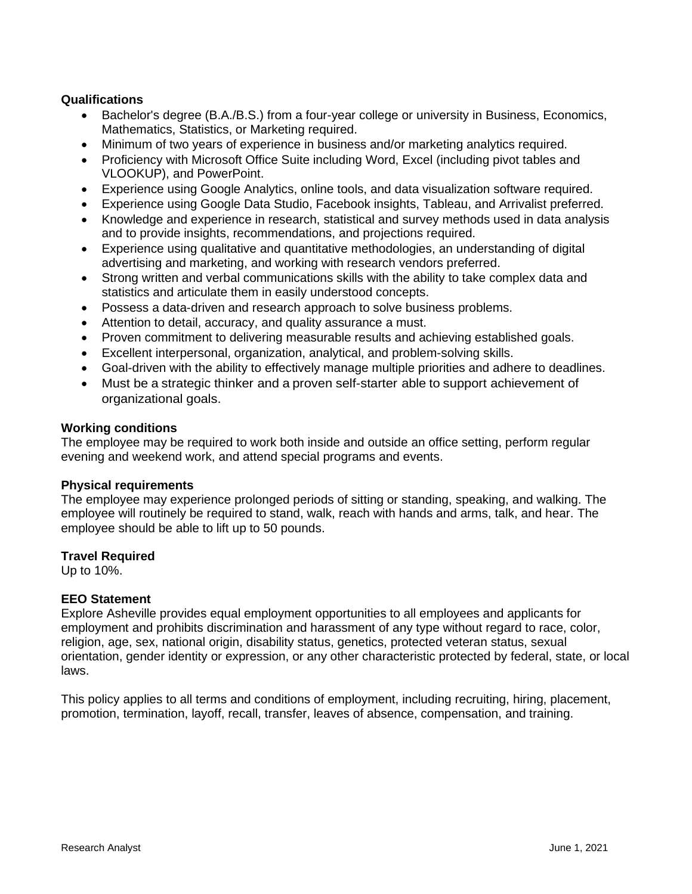**Qualifications**

- Bachelor's degree (B.A./B.S.) from a four-year college or university in Business, Economics, Mathematics, Statistics, or Marketing required.
- Minimum of two years of experience in business and/or marketing analytics required.
- Proficiency with Microsoft Office Suite including Word, Excel (including pivot tables and VLOOKUP), and PowerPoint.
- Experience using Google Analytics, online tools, and data visualization software required.
- Experience using Google Data Studio, Facebook insights, Tableau, and Arrivalist preferred.
- Knowledge and experience in research, statistical and survey methods used in data analysis and to provide insights, recommendations, and projections required.
- Experience using qualitative and quantitative methodologies, an understanding of digital advertising and marketing, and working with research vendors preferred.
- Strong written and verbal communications skills with the ability to take complex data and statistics and articulate them in easily understood concepts.
- Possess a data-driven and research approach to solve business problems.
- Attention to detail, accuracy, and quality assurance a must.
- Proven commitment to delivering measurable results and achieving established goals.
- Excellent interpersonal, organization, analytical, and problem-solving skills.
- Goal-driven with the ability to effectively manage multiple priorities and adhere to deadlines.
- Must be a strategic thinker and a proven self-starter able to support achievement of organizational goals.

**Working conditions**

The employee may be required to work both inside and outside an office setting, perform regular evening and weekend work, and attend special programs and events.

**Physical requirements**

The employee may experience prolonged periods of sitting or standing, speaking, and walking. The employee will routinely be required to stand, walk, reach with hands and arms, talk, and hear. The employee should be able to lift up to 50 pounds.

**Travel Required**

Up to 10%.

**EEO Statement**

Explore Asheville provides equal employment opportunities to all employees and applicants for employment and prohibits discrimination and harassment of any type without regard to race, color, religion, age, sex, national origin, disability status, genetics, protected veteran status, sexual orientation, gender identity or expression, or any other characteristic protected by federal, state, or local laws.

This policy applies to all terms and conditions of employment, including recruiting, hiring, placement, promotion, termination, layoff, recall, transfer, leaves of absence, compensation, and training.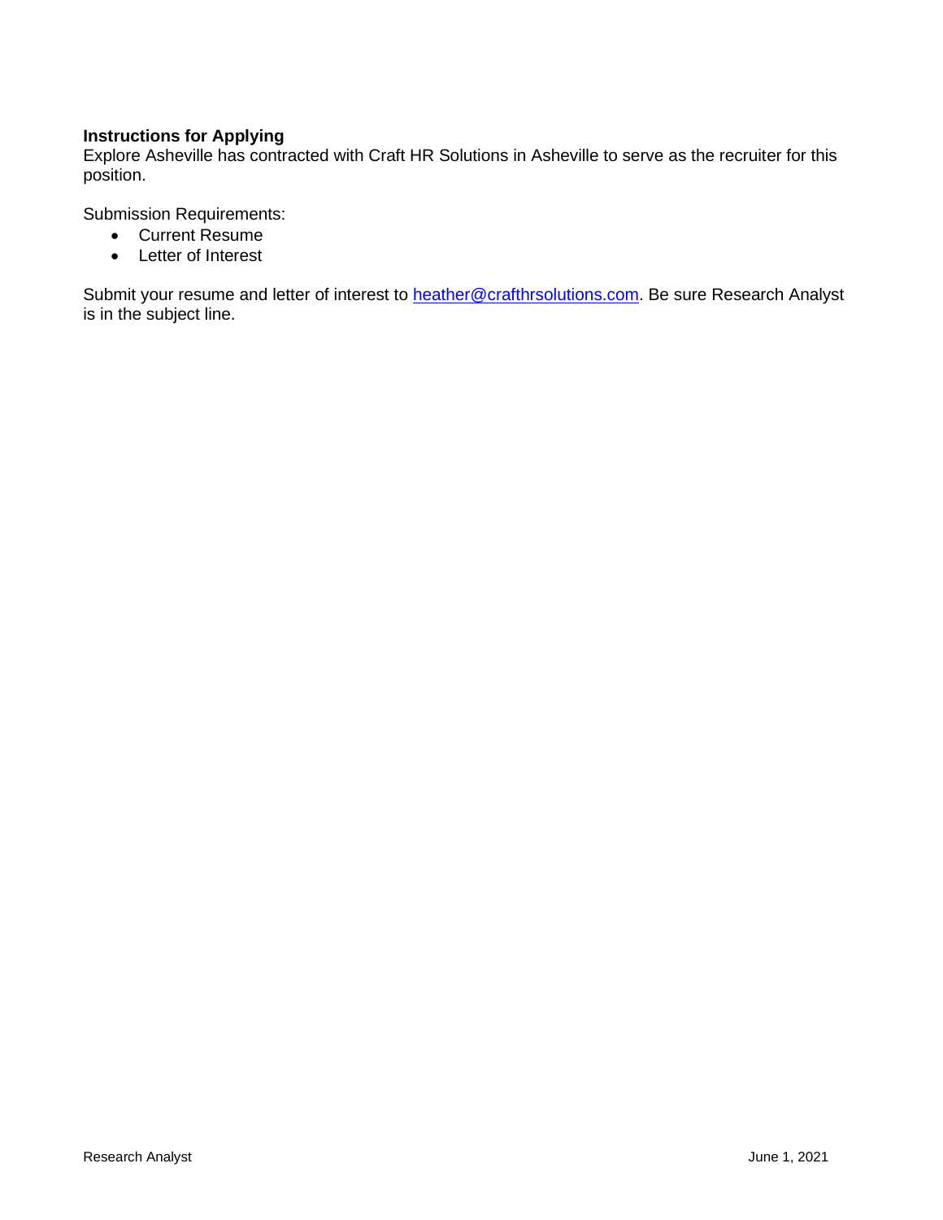**Instructions for Applying**

Explore Asheville has contracted with Craft HR Solutions in Asheville to serve as the recruiter for this position.

Submission Requirements:

- Current Resume
- Letter of Interest

Submit your resume and letter of interest to heather@crafthrsolutions.com. Be sure Research Analyst is in the subject line.